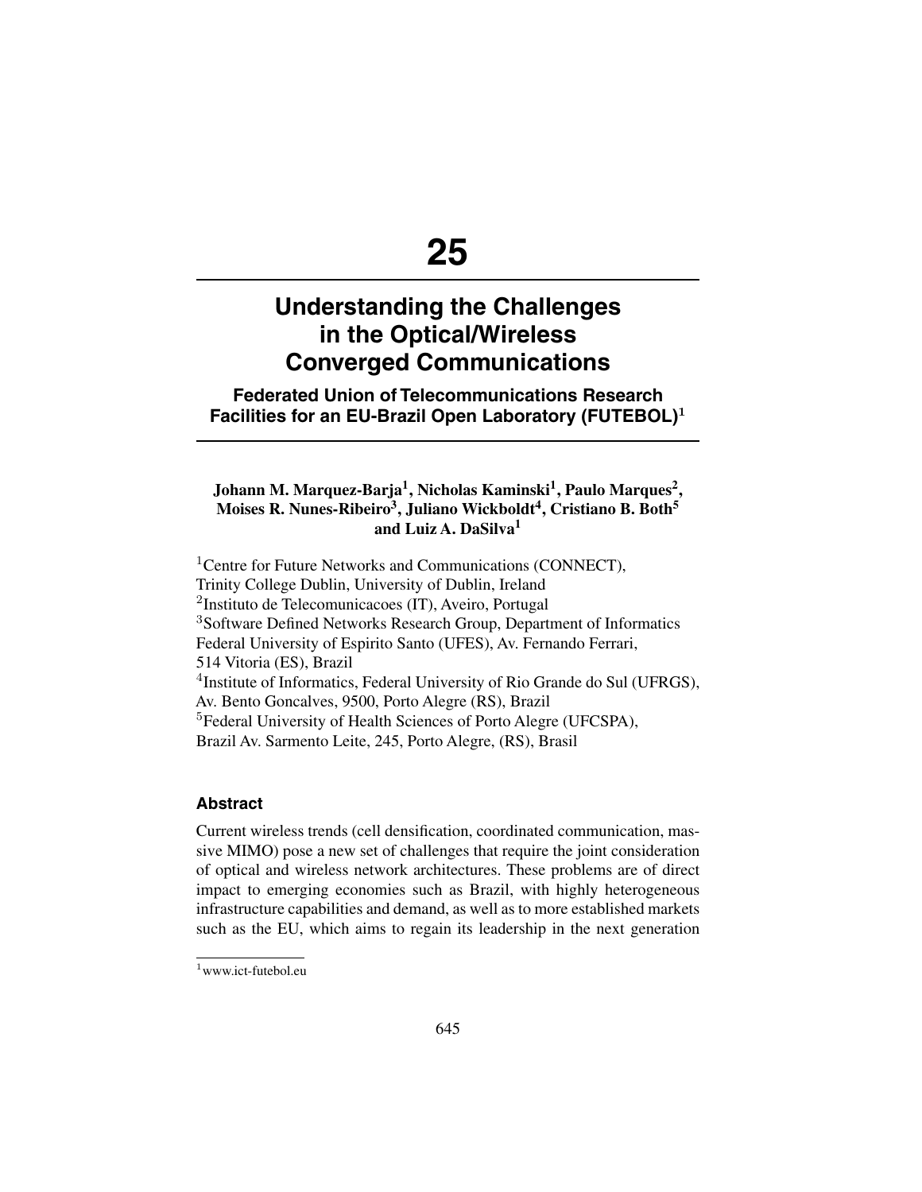# 25

## Understanding the Challenges in the Optical/Wireless Converged Communications

### Federated Union of Telecommunications Research Facilities for an EU-Brazil Open Laboratory (FUTEBOL)[1]

**Johann M. Marquez-Barja[1], Nicholas Kaminski[1], Paulo Marques[2], Moises R. Nunes-Ribeiro[3], Juliano Wickboldt[4], Cristiano B. Both[5] and Luiz A. DaSilva[1]**

[1]Centre for Future Networks and Communications (CONNECT), Trinity College Dublin, University of Dublin, Ireland
[2]Instituto de Telecomunicacoes (IT), Aveiro, Portugal
[3]Software Defined Networks Research Group, Department of Informatics Federal University of Espirito Santo (UFES), Av. Fernando Ferrari, 514 Vitoria (ES), Brazil
[4]Institute of Informatics, Federal University of Rio Grande do Sul (UFRGS), Av. Bento Goncalves, 9500, Porto Alegre (RS), Brazil
[5]Federal University of Health Sciences of Porto Alegre (UFCSPA), Brazil Av. Sarmento Leite, 245, Porto Alegre, (RS), Brasil

### Abstract

Current wireless trends (cell densification, coordinated communication, massive MIMO) pose a new set of challenges that require the joint consideration of optical and wireless network architectures. These problems are of direct impact to emerging economies such as Brazil, with highly heterogeneous infrastructure capabilities and demand, as well as to more established markets such as the EU, which aims to regain its leadership in the next generation

[1]www.ict-futebol.eu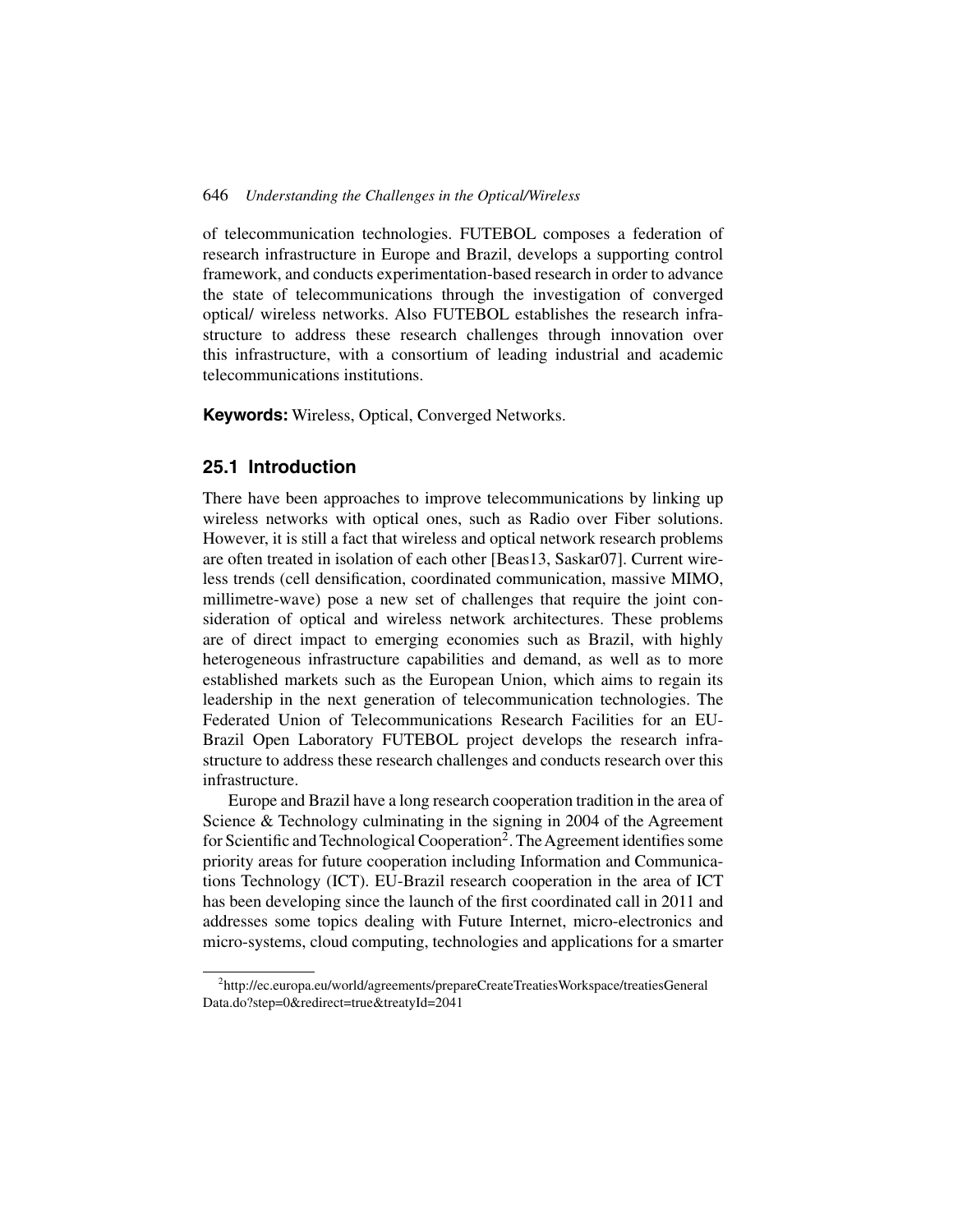of telecommunication technologies. FUTEBOL composes a federation of research infrastructure in Europe and Brazil, develops a supporting control framework, and conducts experimentation-based research in order to advance the state of telecommunications through the investigation of converged optical/ wireless networks. Also FUTEBOL establishes the research infrastructure to address these research challenges through innovation over this infrastructure, with a consortium of leading industrial and academic telecommunications institutions.

**Keywords:** Wireless, Optical, Converged Networks.

## 25.1 Introduction

There have been approaches to improve telecommunications by linking up wireless networks with optical ones, such as Radio over Fiber solutions. However, it is still a fact that wireless and optical network research problems are often treated in isolation of each other [Beas13, Saskar07]. Current wireless trends (cell densification, coordinated communication, massive MIMO, millimetre-wave) pose a new set of challenges that require the joint consideration of optical and wireless network architectures. These problems are of direct impact to emerging economies such as Brazil, with highly heterogeneous infrastructure capabilities and demand, as well as to more established markets such as the European Union, which aims to regain its leadership in the next generation of telecommunication technologies. The Federated Union of Telecommunications Research Facilities for an EU-Brazil Open Laboratory FUTEBOL project develops the research infrastructure to address these research challenges and conducts research over this infrastructure.

Europe and Brazil have a long research cooperation tradition in the area of Science & Technology culminating in the signing in 2004 of the Agreement for Scientific and Technological Cooperation[2]. The Agreement identifies some priority areas for future cooperation including Information and Communications Technology (ICT). EU-Brazil research cooperation in the area of ICT has been developing since the launch of the first coordinated call in 2011 and addresses some topics dealing with Future Internet, micro-electronics and micro-systems, cloud computing, technologies and applications for a smarter

[2] http://ec.europa.eu/world/agreements/prepareCreateTreatiesWorkspace/treatiesGeneralData.do?step=0&redirect=true&treatyId=2041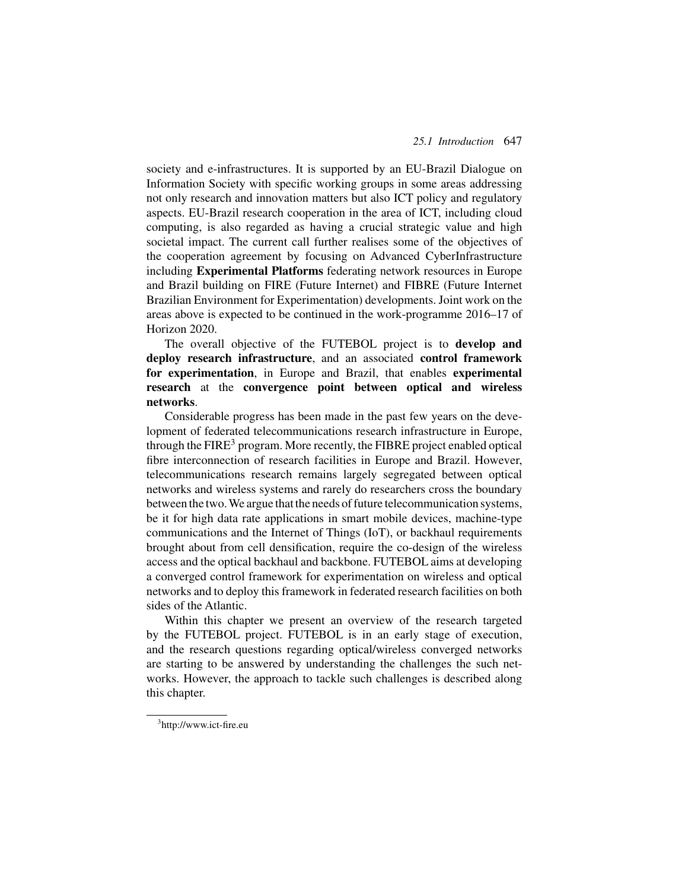society and e-infrastructures. It is supported by an EU-Brazil Dialogue on Information Society with specific working groups in some areas addressing not only research and innovation matters but also ICT policy and regulatory aspects. EU-Brazil research cooperation in the area of ICT, including cloud computing, is also regarded as having a crucial strategic value and high societal impact. The current call further realises some of the objectives of the cooperation agreement by focusing on Advanced CyberInfrastructure including **Experimental Platforms** federating network resources in Europe and Brazil building on FIRE (Future Internet) and FIBRE (Future Internet Brazilian Environment for Experimentation) developments. Joint work on the areas above is expected to be continued in the work-programme 2016–17 of Horizon 2020.

The overall objective of the FUTEBOL project is to **develop and deploy research infrastructure**, and an associated **control framework for experimentation**, in Europe and Brazil, that enables **experimental research** at the **convergence point between optical and wireless networks**.

Considerable progress has been made in the past few years on the development of federated telecommunications research infrastructure in Europe, through the FIRE[3] program. More recently, the FIBRE project enabled optical fibre interconnection of research facilities in Europe and Brazil. However, telecommunications research remains largely segregated between optical networks and wireless systems and rarely do researchers cross the boundary between the two. We argue that the needs of future telecommunication systems, be it for high data rate applications in smart mobile devices, machine-type communications and the Internet of Things (IoT), or backhaul requirements brought about from cell densification, require the co-design of the wireless access and the optical backhaul and backbone. FUTEBOL aims at developing a converged control framework for experimentation on wireless and optical networks and to deploy this framework in federated research facilities on both sides of the Atlantic.

Within this chapter we present an overview of the research targeted by the FUTEBOL project. FUTEBOL is in an early stage of execution, and the research questions regarding optical/wireless converged networks are starting to be answered by understanding the challenges the such networks. However, the approach to tackle such challenges is described along this chapter.

[3]http://www.ict-fire.eu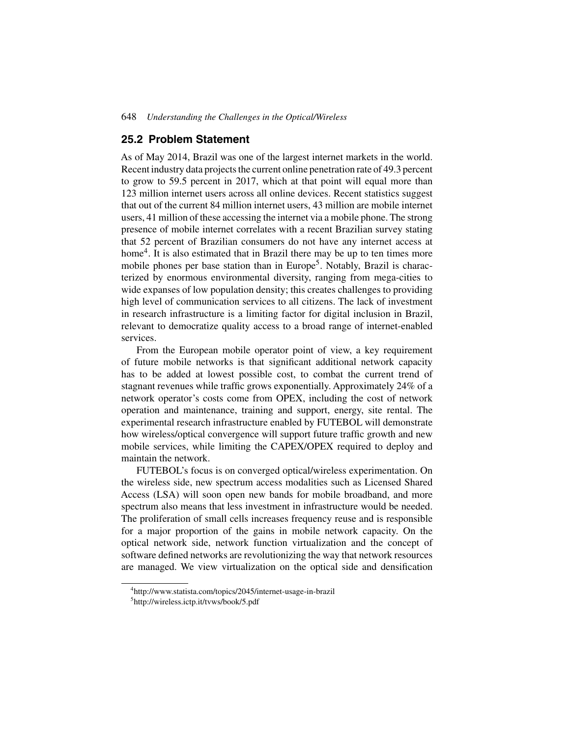## 25.2 Problem Statement

As of May 2014, Brazil was one of the largest internet markets in the world. Recent industry data projects the current online penetration rate of 49.3 percent to grow to 59.5 percent in 2017, which at that point will equal more than 123 million internet users across all online devices. Recent statistics suggest that out of the current 84 million internet users, 43 million are mobile internet users, 41 million of these accessing the internet via a mobile phone. The strong presence of mobile internet correlates with a recent Brazilian survey stating that 52 percent of Brazilian consumers do not have any internet access at home[4]. It is also estimated that in Brazil there may be up to ten times more mobile phones per base station than in Europe[5]. Notably, Brazil is characterized by enormous environmental diversity, ranging from mega-cities to wide expanses of low population density; this creates challenges to providing high level of communication services to all citizens. The lack of investment in research infrastructure is a limiting factor for digital inclusion in Brazil, relevant to democratize quality access to a broad range of internet-enabled services.

From the European mobile operator point of view, a key requirement of future mobile networks is that significant additional network capacity has to be added at lowest possible cost, to combat the current trend of stagnant revenues while traffic grows exponentially. Approximately 24% of a network operator's costs come from OPEX, including the cost of network operation and maintenance, training and support, energy, site rental. The experimental research infrastructure enabled by FUTEBOL will demonstrate how wireless/optical convergence will support future traffic growth and new mobile services, while limiting the CAPEX/OPEX required to deploy and maintain the network.

FUTEBOL's focus is on converged optical/wireless experimentation. On the wireless side, new spectrum access modalities such as Licensed Shared Access (LSA) will soon open new bands for mobile broadband, and more spectrum also means that less investment in infrastructure would be needed. The proliferation of small cells increases frequency reuse and is responsible for a major proportion of the gains in mobile network capacity. On the optical network side, network function virtualization and the concept of software defined networks are revolutionizing the way that network resources are managed. We view virtualization on the optical side and densification

[4]http://www.statista.com/topics/2045/internet-usage-in-brazil

[5]http://wireless.ictp.it/tvws/book/5.pdf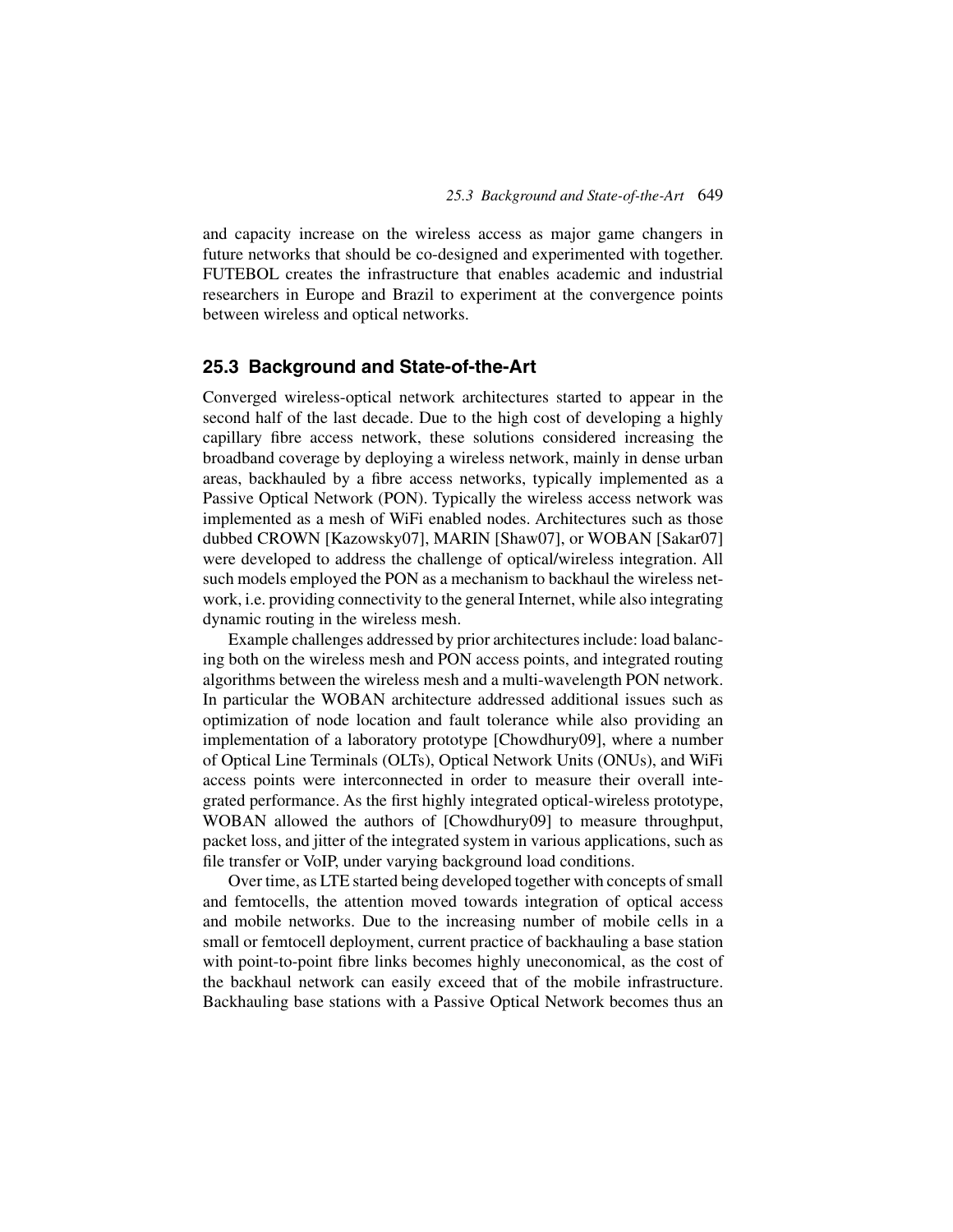and capacity increase on the wireless access as major game changers in future networks that should be co-designed and experimented with together. FUTEBOL creates the infrastructure that enables academic and industrial researchers in Europe and Brazil to experiment at the convergence points between wireless and optical networks.

## 25.3 Background and State-of-the-Art

Converged wireless-optical network architectures started to appear in the second half of the last decade. Due to the high cost of developing a highly capillary fibre access network, these solutions considered increasing the broadband coverage by deploying a wireless network, mainly in dense urban areas, backhauled by a fibre access networks, typically implemented as a Passive Optical Network (PON). Typically the wireless access network was implemented as a mesh of WiFi enabled nodes. Architectures such as those dubbed CROWN [Kazowsky07], MARIN [Shaw07], or WOBAN [Sakar07] were developed to address the challenge of optical/wireless integration. All such models employed the PON as a mechanism to backhaul the wireless network, i.e. providing connectivity to the general Internet, while also integrating dynamic routing in the wireless mesh.

Example challenges addressed by prior architectures include: load balancing both on the wireless mesh and PON access points, and integrated routing algorithms between the wireless mesh and a multi-wavelength PON network. In particular the WOBAN architecture addressed additional issues such as optimization of node location and fault tolerance while also providing an implementation of a laboratory prototype [Chowdhury09], where a number of Optical Line Terminals (OLTs), Optical Network Units (ONUs), and WiFi access points were interconnected in order to measure their overall integrated performance. As the first highly integrated optical-wireless prototype, WOBAN allowed the authors of [Chowdhury09] to measure throughput, packet loss, and jitter of the integrated system in various applications, such as file transfer or VoIP, under varying background load conditions.

Over time, as LTE started being developed together with concepts of small and femtocells, the attention moved towards integration of optical access and mobile networks. Due to the increasing number of mobile cells in a small or femtocell deployment, current practice of backhauling a base station with point-to-point fibre links becomes highly uneconomical, as the cost of the backhaul network can easily exceed that of the mobile infrastructure. Backhauling base stations with a Passive Optical Network becomes thus an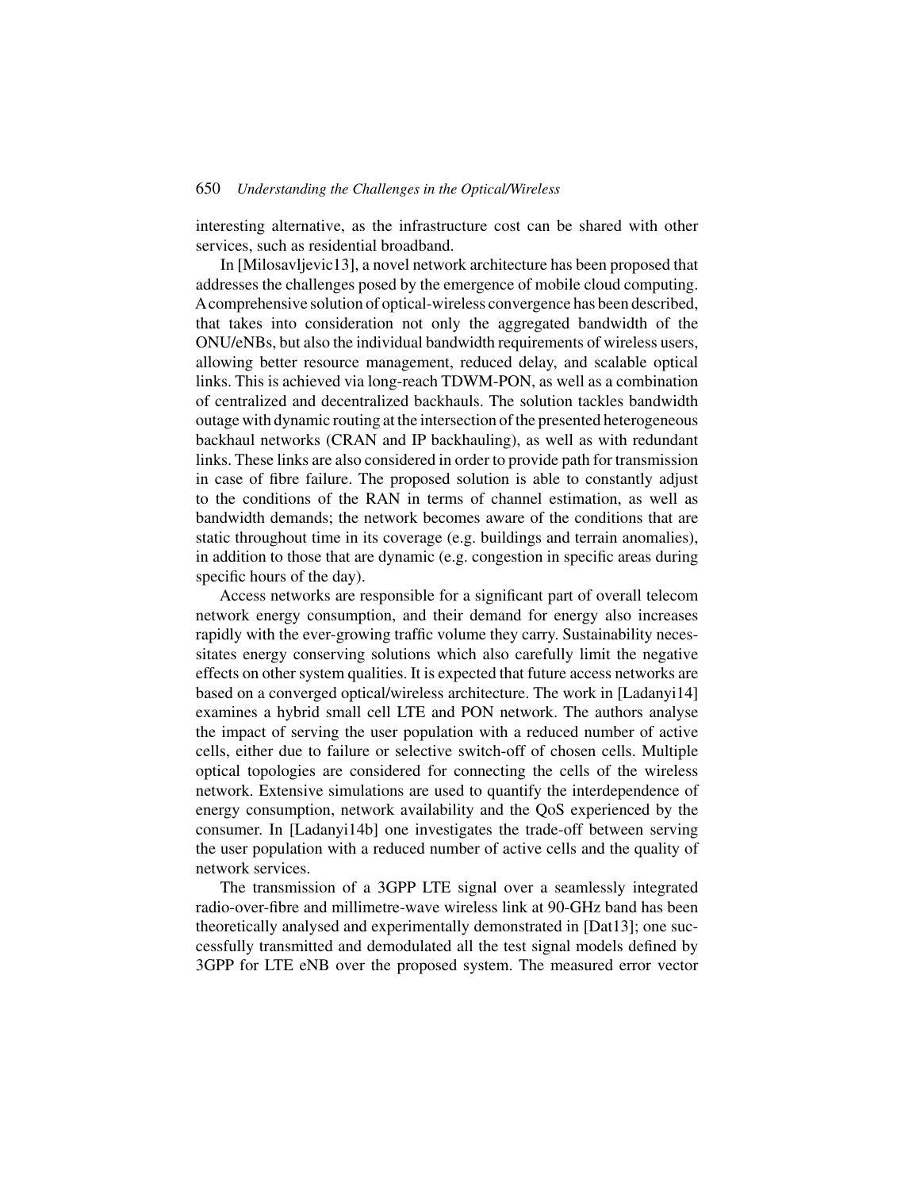interesting alternative, as the infrastructure cost can be shared with other services, such as residential broadband.

In [Milosavljevic13], a novel network architecture has been proposed that addresses the challenges posed by the emergence of mobile cloud computing. A comprehensive solution of optical-wireless convergence has been described, that takes into consideration not only the aggregated bandwidth of the ONU/eNBs, but also the individual bandwidth requirements of wireless users, allowing better resource management, reduced delay, and scalable optical links. This is achieved via long-reach TDWM-PON, as well as a combination of centralized and decentralized backhauls. The solution tackles bandwidth outage with dynamic routing at the intersection of the presented heterogeneous backhaul networks (CRAN and IP backhauling), as well as with redundant links. These links are also considered in order to provide path for transmission in case of fibre failure. The proposed solution is able to constantly adjust to the conditions of the RAN in terms of channel estimation, as well as bandwidth demands; the network becomes aware of the conditions that are static throughout time in its coverage (e.g. buildings and terrain anomalies), in addition to those that are dynamic (e.g. congestion in specific areas during specific hours of the day).

Access networks are responsible for a significant part of overall telecom network energy consumption, and their demand for energy also increases rapidly with the ever-growing traffic volume they carry. Sustainability necessitates energy conserving solutions which also carefully limit the negative effects on other system qualities. It is expected that future access networks are based on a converged optical/wireless architecture. The work in [Ladanyi14] examines a hybrid small cell LTE and PON network. The authors analyse the impact of serving the user population with a reduced number of active cells, either due to failure or selective switch-off of chosen cells. Multiple optical topologies are considered for connecting the cells of the wireless network. Extensive simulations are used to quantify the interdependence of energy consumption, network availability and the QoS experienced by the consumer. In [Ladanyi14b] one investigates the trade-off between serving the user population with a reduced number of active cells and the quality of network services.

The transmission of a 3GPP LTE signal over a seamlessly integrated radio-over-fibre and millimetre-wave wireless link at 90-GHz band has been theoretically analysed and experimentally demonstrated in [Dat13]; one successfully transmitted and demodulated all the test signal models defined by 3GPP for LTE eNB over the proposed system. The measured error vector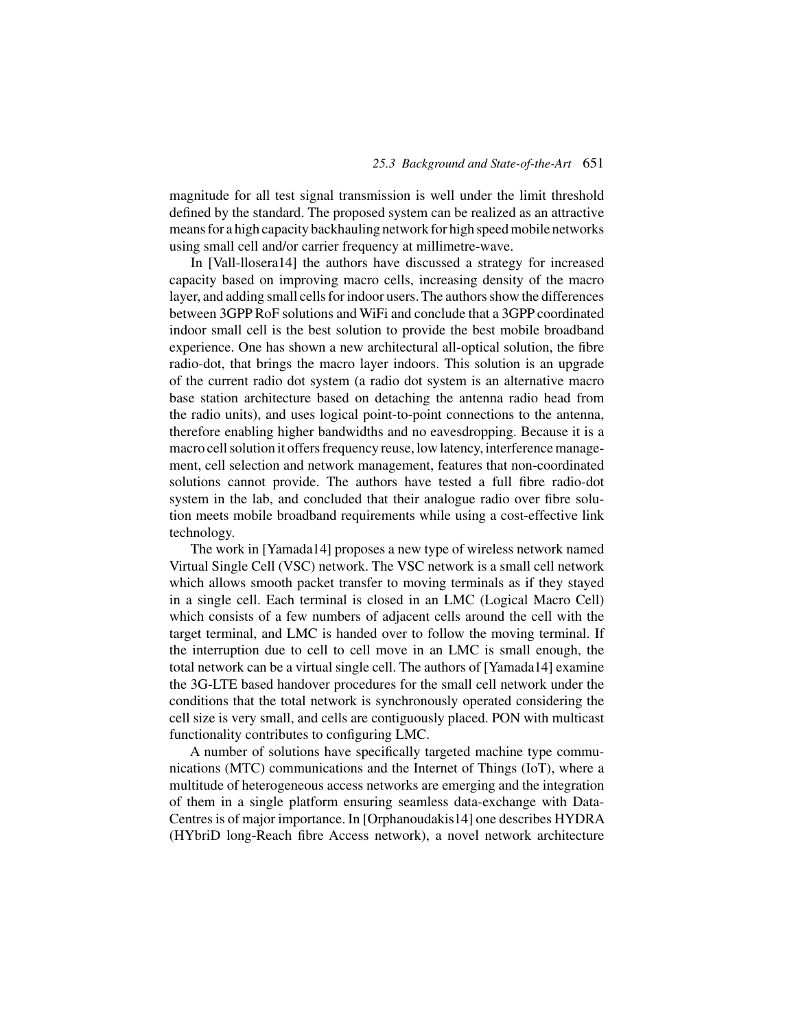magnitude for all test signal transmission is well under the limit threshold defined by the standard. The proposed system can be realized as an attractive means for a high capacity backhauling network for high speed mobile networks using small cell and/or carrier frequency at millimetre-wave.

In [Vall-llosera14] the authors have discussed a strategy for increased capacity based on improving macro cells, increasing density of the macro layer, and adding small cells for indoor users. The authors show the differences between 3GPP RoF solutions and WiFi and conclude that a 3GPP coordinated indoor small cell is the best solution to provide the best mobile broadband experience. One has shown a new architectural all-optical solution, the fibre radio-dot, that brings the macro layer indoors. This solution is an upgrade of the current radio dot system (a radio dot system is an alternative macro base station architecture based on detaching the antenna radio head from the radio units), and uses logical point-to-point connections to the antenna, therefore enabling higher bandwidths and no eavesdropping. Because it is a macro cell solution it offers frequency reuse, low latency, interference management, cell selection and network management, features that non-coordinated solutions cannot provide. The authors have tested a full fibre radio-dot system in the lab, and concluded that their analogue radio over fibre solution meets mobile broadband requirements while using a cost-effective link technology.

The work in [Yamada14] proposes a new type of wireless network named Virtual Single Cell (VSC) network. The VSC network is a small cell network which allows smooth packet transfer to moving terminals as if they stayed in a single cell. Each terminal is closed in an LMC (Logical Macro Cell) which consists of a few numbers of adjacent cells around the cell with the target terminal, and LMC is handed over to follow the moving terminal. If the interruption due to cell to cell move in an LMC is small enough, the total network can be a virtual single cell. The authors of [Yamada14] examine the 3G-LTE based handover procedures for the small cell network under the conditions that the total network is synchronously operated considering the cell size is very small, and cells are contiguously placed. PON with multicast functionality contributes to configuring LMC.

A number of solutions have specifically targeted machine type communications (MTC) communications and the Internet of Things (IoT), where a multitude of heterogeneous access networks are emerging and the integration of them in a single platform ensuring seamless data-exchange with Data-Centres is of major importance. In [Orphanoudakis14] one describes HYDRA (HYbriD long-Reach fibre Access network), a novel network architecture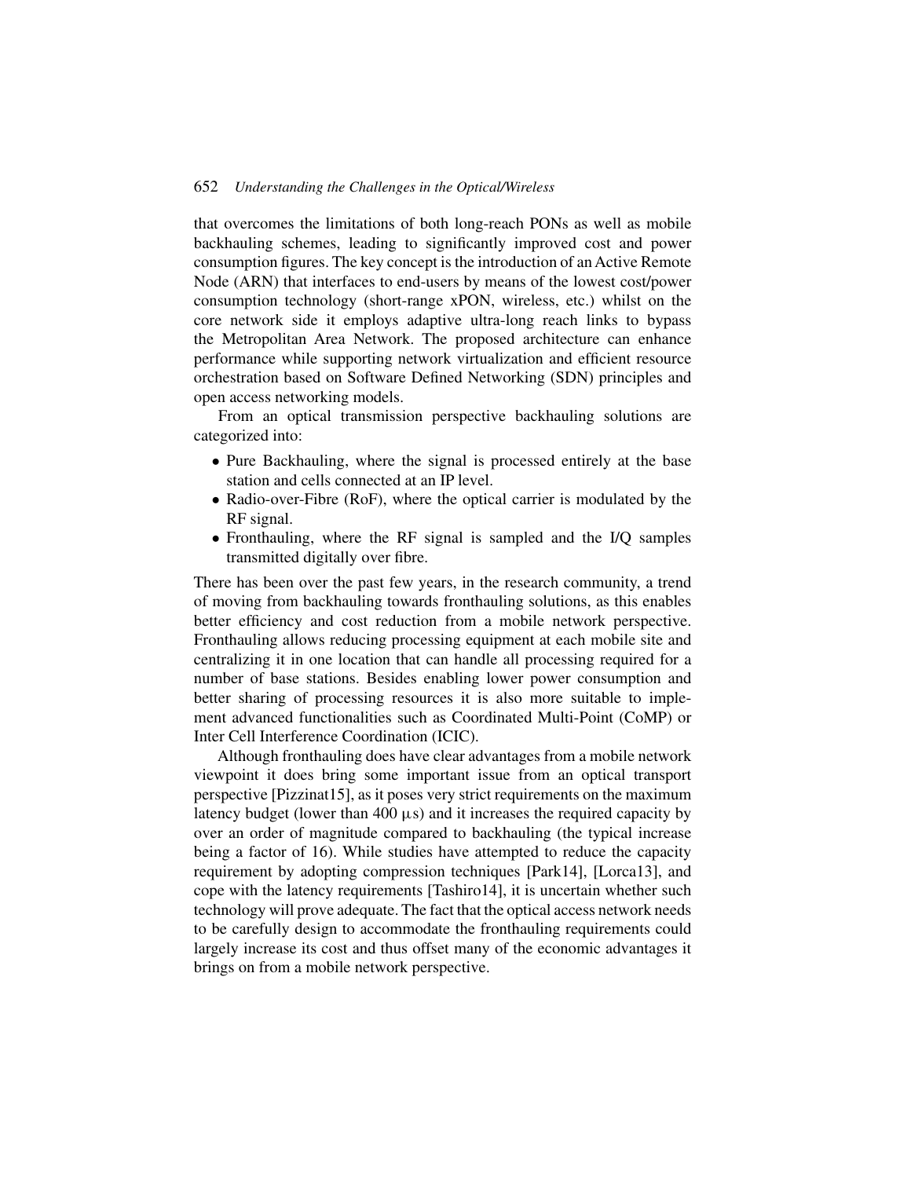that overcomes the limitations of both long-reach PONs as well as mobile backhauling schemes, leading to significantly improved cost and power consumption figures. The key concept is the introduction of an Active Remote Node (ARN) that interfaces to end-users by means of the lowest cost/power consumption technology (short-range xPON, wireless, etc.) whilst on the core network side it employs adaptive ultra-long reach links to bypass the Metropolitan Area Network. The proposed architecture can enhance performance while supporting network virtualization and efficient resource orchestration based on Software Defined Networking (SDN) principles and open access networking models.

From an optical transmission perspective backhauling solutions are categorized into:

- Pure Backhauling, where the signal is processed entirely at the base station and cells connected at an IP level.
- Radio-over-Fibre (RoF), where the optical carrier is modulated by the RF signal.
- Fronthauling, where the RF signal is sampled and the I/Q samples transmitted digitally over fibre.

There has been over the past few years, in the research community, a trend of moving from backhauling towards fronthauling solutions, as this enables better efficiency and cost reduction from a mobile network perspective. Fronthauling allows reducing processing equipment at each mobile site and centralizing it in one location that can handle all processing required for a number of base stations. Besides enabling lower power consumption and better sharing of processing resources it is also more suitable to implement advanced functionalities such as Coordinated Multi-Point (CoMP) or Inter Cell Interference Coordination (ICIC).

Although fronthauling does have clear advantages from a mobile network viewpoint it does bring some important issue from an optical transport perspective [Pizzinat15], as it poses very strict requirements on the maximum latency budget (lower than 400 $\mu$s) and it increases the required capacity by over an order of magnitude compared to backhauling (the typical increase being a factor of 16). While studies have attempted to reduce the capacity requirement by adopting compression techniques [Park14], [Lorca13], and cope with the latency requirements [Tashiro14], it is uncertain whether such technology will prove adequate. The fact that the optical access network needs to be carefully design to accommodate the fronthauling requirements could largely increase its cost and thus offset many of the economic advantages it brings on from a mobile network perspective.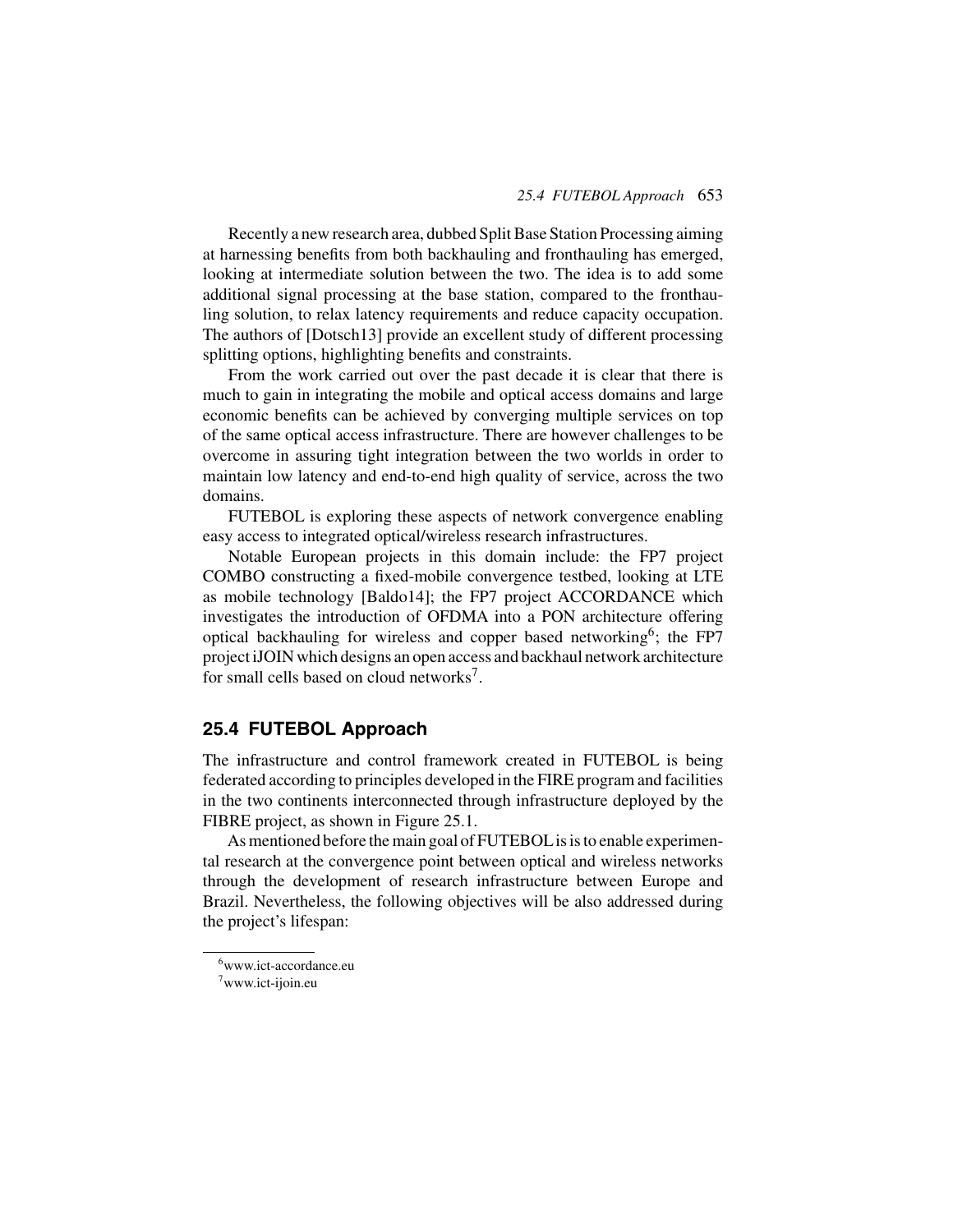Recently a new research area, dubbed Split Base Station Processing aiming at harnessing benefits from both backhauling and fronthauling has emerged, looking at intermediate solution between the two. The idea is to add some additional signal processing at the base station, compared to the fronthauling solution, to relax latency requirements and reduce capacity occupation. The authors of [Dotsch13] provide an excellent study of different processing splitting options, highlighting benefits and constraints.

From the work carried out over the past decade it is clear that there is much to gain in integrating the mobile and optical access domains and large economic benefits can be achieved by converging multiple services on top of the same optical access infrastructure. There are however challenges to be overcome in assuring tight integration between the two worlds in order to maintain low latency and end-to-end high quality of service, across the two domains.

FUTEBOL is exploring these aspects of network convergence enabling easy access to integrated optical/wireless research infrastructures.

Notable European projects in this domain include: the FP7 project COMBO constructing a fixed-mobile convergence testbed, looking at LTE as mobile technology [Baldo14]; the FP7 project ACCORDANCE which investigates the introduction of OFDMA into a PON architecture offering optical backhauling for wireless and copper based networking[6]; the FP7 project iJOIN which designs an open access and backhaul network architecture for small cells based on cloud networks[7].

## 25.4 FUTEBOL Approach

The infrastructure and control framework created in FUTEBOL is being federated according to principles developed in the FIRE program and facilities in the two continents interconnected through infrastructure deployed by the FIBRE project, as shown in Figure 25.1.

As mentioned before the main goal of FUTEBOL is is to enable experimental research at the convergence point between optical and wireless networks through the development of research infrastructure between Europe and Brazil. Nevertheless, the following objectives will be also addressed during the project's lifespan:

---

[6] www.ict-accordance.eu

[7] www.ict-ijoin.eu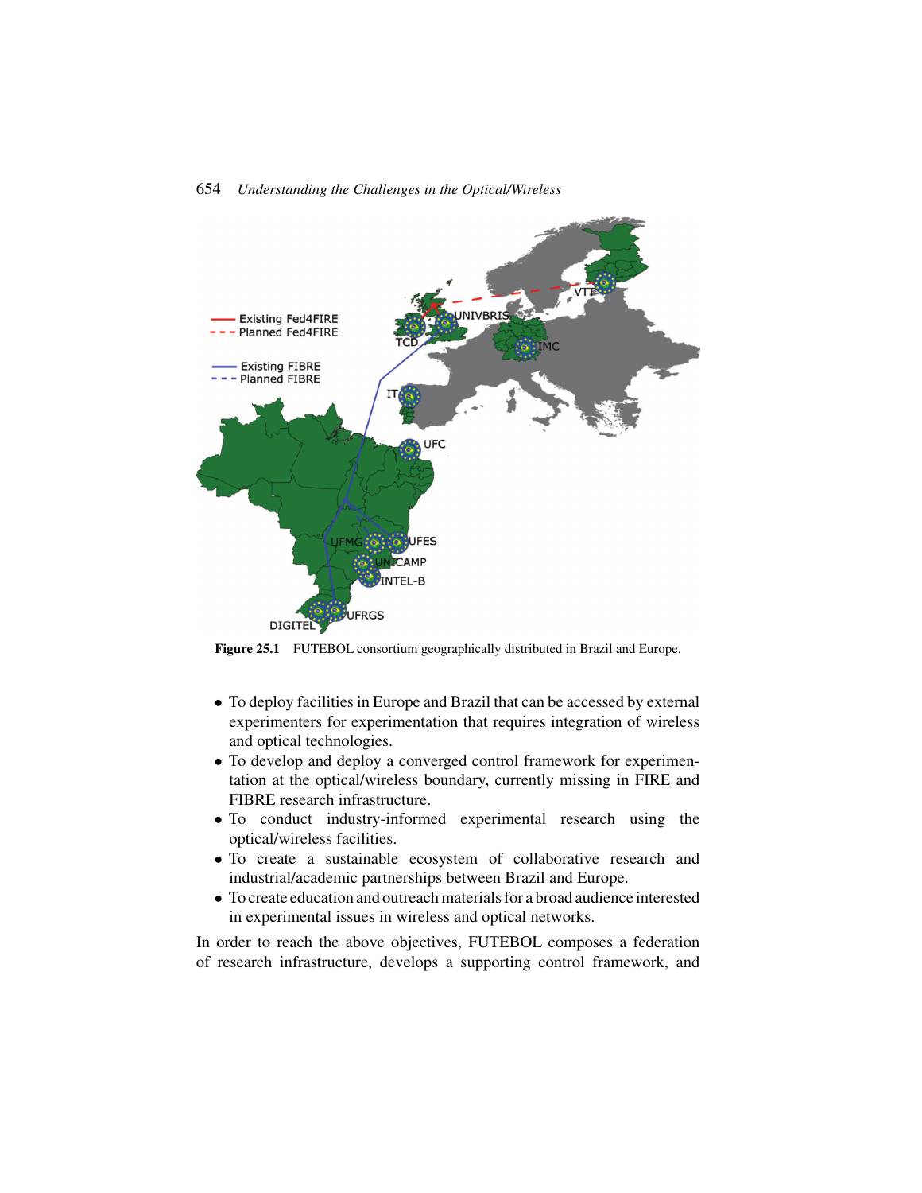**Figure 25.1** FUTEBOL consortium geographically distributed in Brazil and Europe.

- To deploy facilities in Europe and Brazil that can be accessed by external experimenters for experimentation that requires integration of wireless and optical technologies.
- To develop and deploy a converged control framework for experimentation at the optical/wireless boundary, currently missing in FIRE and FIBRE research infrastructure.
- To conduct industry-informed experimental research using the optical/wireless facilities.
- To create a sustainable ecosystem of collaborative research and industrial/academic partnerships between Brazil and Europe.
- To create education and outreach materials for a broad audience interested in experimental issues in wireless and optical networks.

In order to reach the above objectives, FUTEBOL composes a federation of research infrastructure, develops a supporting control framework, and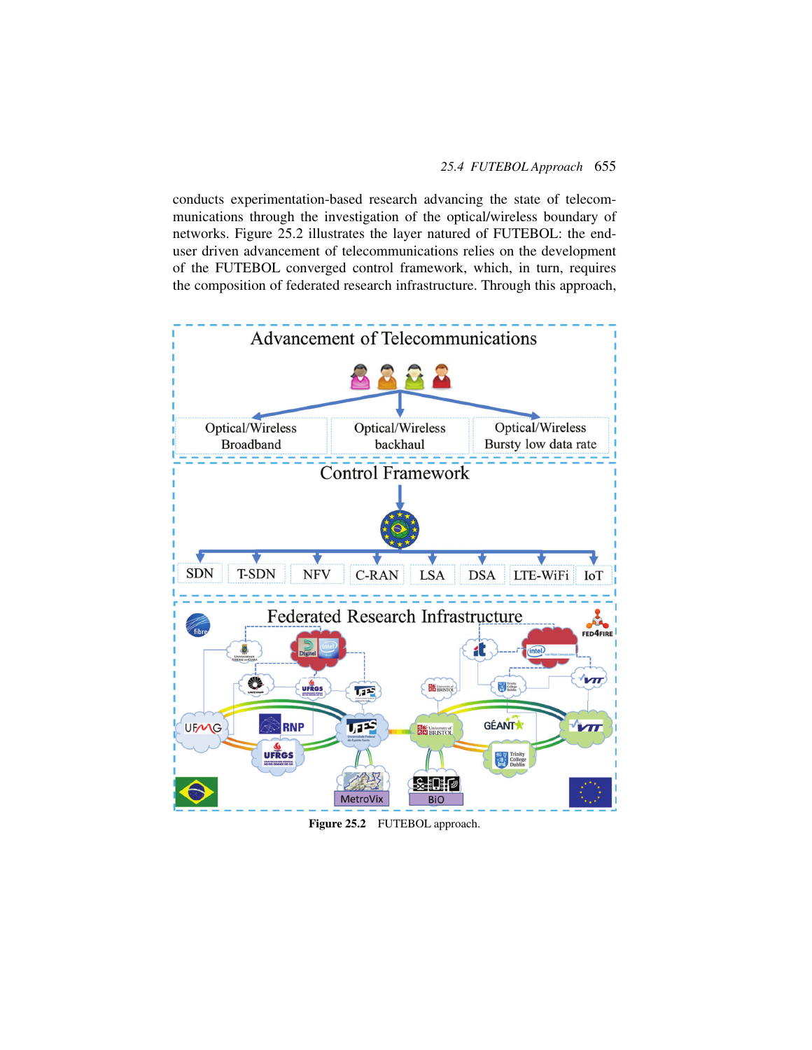conducts experimentation-based research advancing the state of telecommunications through the investigation of the optical/wireless boundary of networks. Figure 25.2 illustrates the layer natured of FUTEBOL: the end-user driven advancement of telecommunications relies on the development of the FUTEBOL converged control framework, which, in turn, requires the composition of federated research infrastructure. Through this approach,

**Figure 25.2** FUTEBOL approach.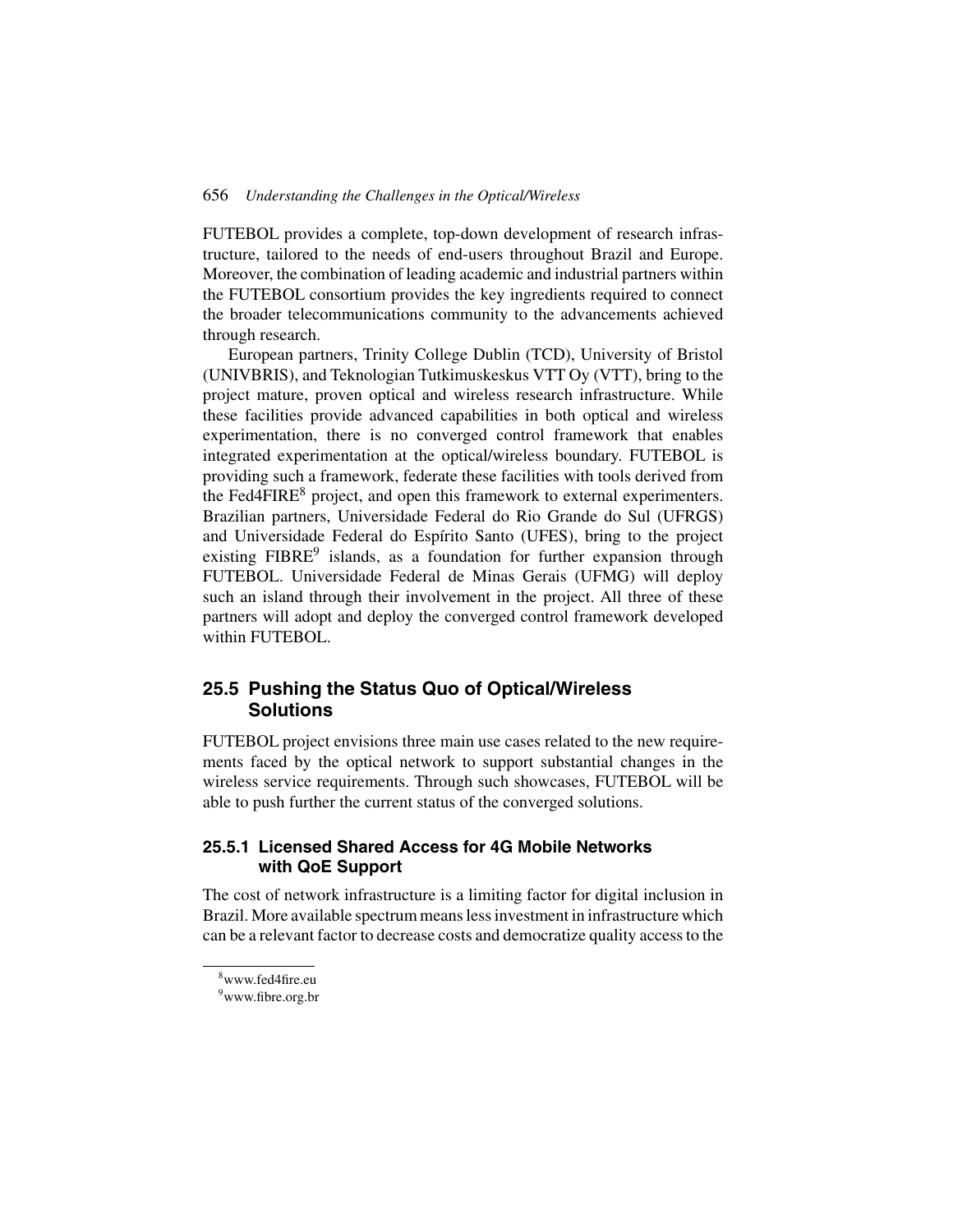FUTEBOL provides a complete, top-down development of research infrastructure, tailored to the needs of end-users throughout Brazil and Europe. Moreover, the combination of leading academic and industrial partners within the FUTEBOL consortium provides the key ingredients required to connect the broader telecommunications community to the advancements achieved through research.

European partners, Trinity College Dublin (TCD), University of Bristol (UNIVBRIS), and Teknologian Tutkimuskeskus VTT Oy (VTT), bring to the project mature, proven optical and wireless research infrastructure. While these facilities provide advanced capabilities in both optical and wireless experimentation, there is no converged control framework that enables integrated experimentation at the optical/wireless boundary. FUTEBOL is providing such a framework, federate these facilities with tools derived from the Fed4FIRE[8] project, and open this framework to external experimenters. Brazilian partners, Universidade Federal do Rio Grande do Sul (UFRGS) and Universidade Federal do Espírito Santo (UFES), bring to the project existing FIBRE[9] islands, as a foundation for further expansion through FUTEBOL. Universidade Federal de Minas Gerais (UFMG) will deploy such an island through their involvement in the project. All three of these partners will adopt and deploy the converged control framework developed within FUTEBOL.

## 25.5 Pushing the Status Quo of Optical/Wireless Solutions

FUTEBOL project envisions three main use cases related to the new requirements faced by the optical network to support substantial changes in the wireless service requirements. Through such showcases, FUTEBOL will be able to push further the current status of the converged solutions.

### 25.5.1 Licensed Shared Access for 4G Mobile Networks with QoE Support

The cost of network infrastructure is a limiting factor for digital inclusion in Brazil. More available spectrum means less investment in infrastructure which can be a relevant factor to decrease costs and democratize quality access to the

---

[8] www.fed4fire.eu

[9] www.fibre.org.br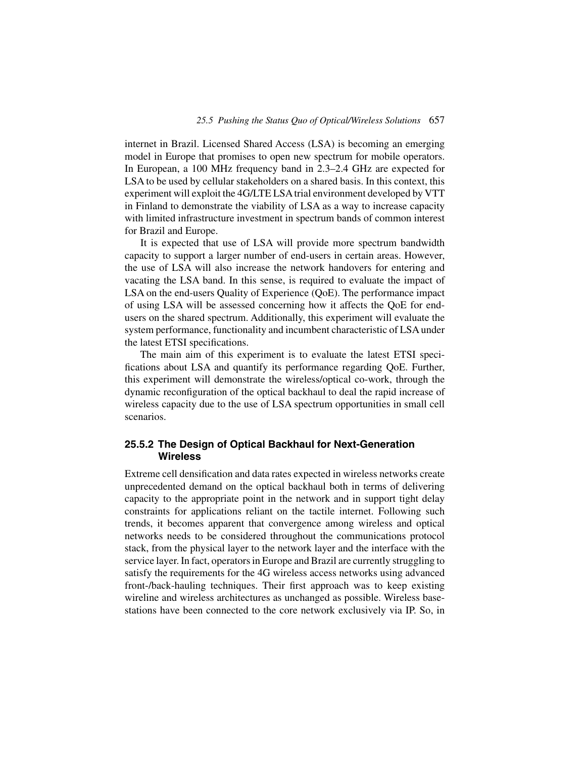internet in Brazil. Licensed Shared Access (LSA) is becoming an emerging model in Europe that promises to open new spectrum for mobile operators. In European, a 100 MHz frequency band in 2.3–2.4 GHz are expected for LSA to be used by cellular stakeholders on a shared basis. In this context, this experiment will exploit the 4G/LTE LSA trial environment developed by VTT in Finland to demonstrate the viability of LSA as a way to increase capacity with limited infrastructure investment in spectrum bands of common interest for Brazil and Europe.

It is expected that use of LSA will provide more spectrum bandwidth capacity to support a larger number of end-users in certain areas. However, the use of LSA will also increase the network handovers for entering and vacating the LSA band. In this sense, is required to evaluate the impact of LSA on the end-users Quality of Experience (QoE). The performance impact of using LSA will be assessed concerning how it affects the QoE for end-users on the shared spectrum. Additionally, this experiment will evaluate the system performance, functionality and incumbent characteristic of LSA under the latest ETSI specifications.

The main aim of this experiment is to evaluate the latest ETSI specifications about LSA and quantify its performance regarding QoE. Further, this experiment will demonstrate the wireless/optical co-work, through the dynamic reconfiguration of the optical backhaul to deal the rapid increase of wireless capacity due to the use of LSA spectrum opportunities in small cell scenarios.

### 25.5.2 The Design of Optical Backhaul for Next-Generation Wireless

Extreme cell densification and data rates expected in wireless networks create unprecedented demand on the optical backhaul both in terms of delivering capacity to the appropriate point in the network and in support tight delay constraints for applications reliant on the tactile internet. Following such trends, it becomes apparent that convergence among wireless and optical networks needs to be considered throughout the communications protocol stack, from the physical layer to the network layer and the interface with the service layer. In fact, operators in Europe and Brazil are currently struggling to satisfy the requirements for the 4G wireless access networks using advanced front-/back-hauling techniques. Their first approach was to keep existing wireline and wireless architectures as unchanged as possible. Wireless base-stations have been connected to the core network exclusively via IP. So, in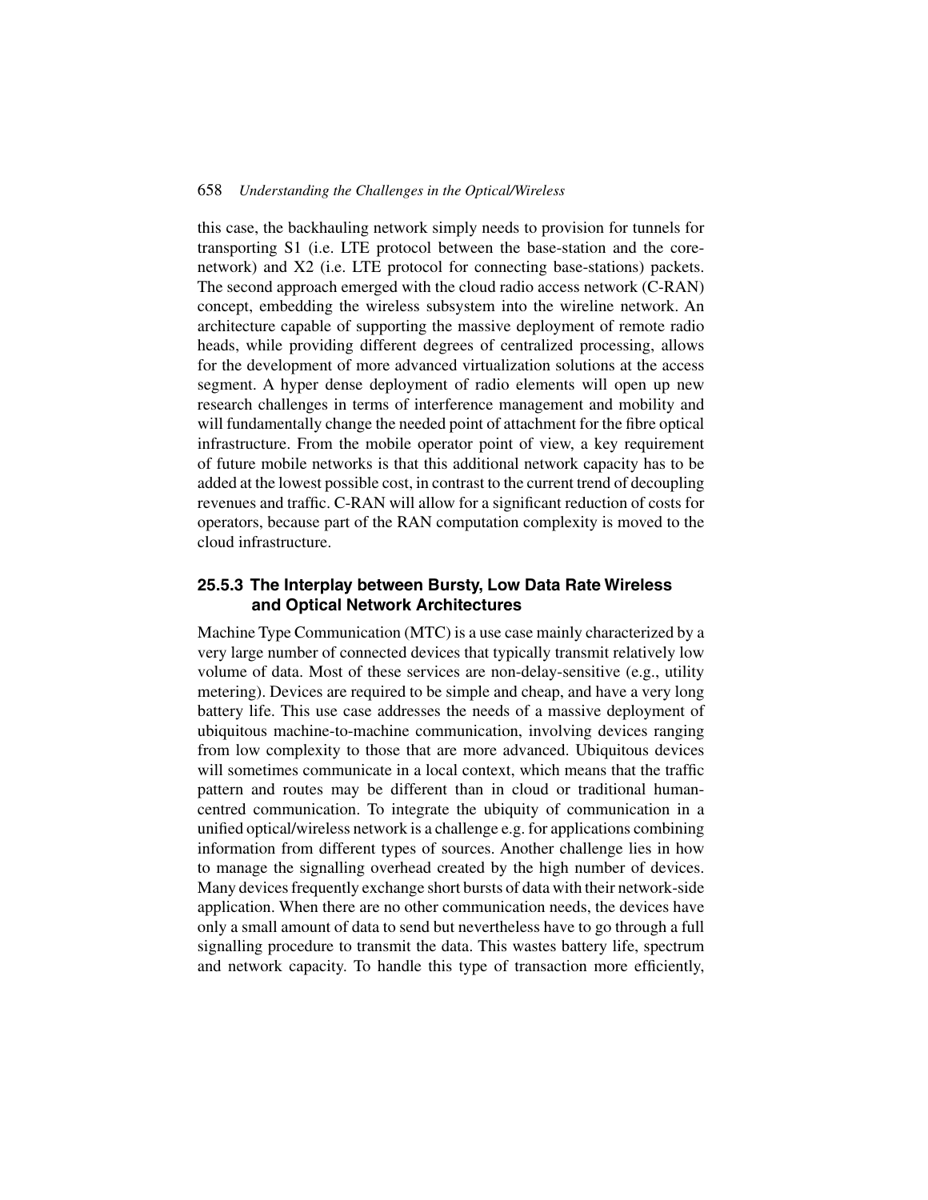this case, the backhauling network simply needs to provision for tunnels for transporting S1 (i.e. LTE protocol between the base-station and the core-network) and X2 (i.e. LTE protocol for connecting base-stations) packets. The second approach emerged with the cloud radio access network (C-RAN) concept, embedding the wireless subsystem into the wireline network. An architecture capable of supporting the massive deployment of remote radio heads, while providing different degrees of centralized processing, allows for the development of more advanced virtualization solutions at the access segment. A hyper dense deployment of radio elements will open up new research challenges in terms of interference management and mobility and will fundamentally change the needed point of attachment for the fibre optical infrastructure. From the mobile operator point of view, a key requirement of future mobile networks is that this additional network capacity has to be added at the lowest possible cost, in contrast to the current trend of decoupling revenues and traffic. C-RAN will allow for a significant reduction of costs for operators, because part of the RAN computation complexity is moved to the cloud infrastructure.

### 25.5.3 The Interplay between Bursty, Low Data Rate Wireless and Optical Network Architectures

Machine Type Communication (MTC) is a use case mainly characterized by a very large number of connected devices that typically transmit relatively low volume of data. Most of these services are non-delay-sensitive (e.g., utility metering). Devices are required to be simple and cheap, and have a very long battery life. This use case addresses the needs of a massive deployment of ubiquitous machine-to-machine communication, involving devices ranging from low complexity to those that are more advanced. Ubiquitous devices will sometimes communicate in a local context, which means that the traffic pattern and routes may be different than in cloud or traditional human-centred communication. To integrate the ubiquity of communication in a unified optical/wireless network is a challenge e.g. for applications combining information from different types of sources. Another challenge lies in how to manage the signalling overhead created by the high number of devices. Many devices frequently exchange short bursts of data with their network-side application. When there are no other communication needs, the devices have only a small amount of data to send but nevertheless have to go through a full signalling procedure to transmit the data. This wastes battery life, spectrum and network capacity. To handle this type of transaction more efficiently,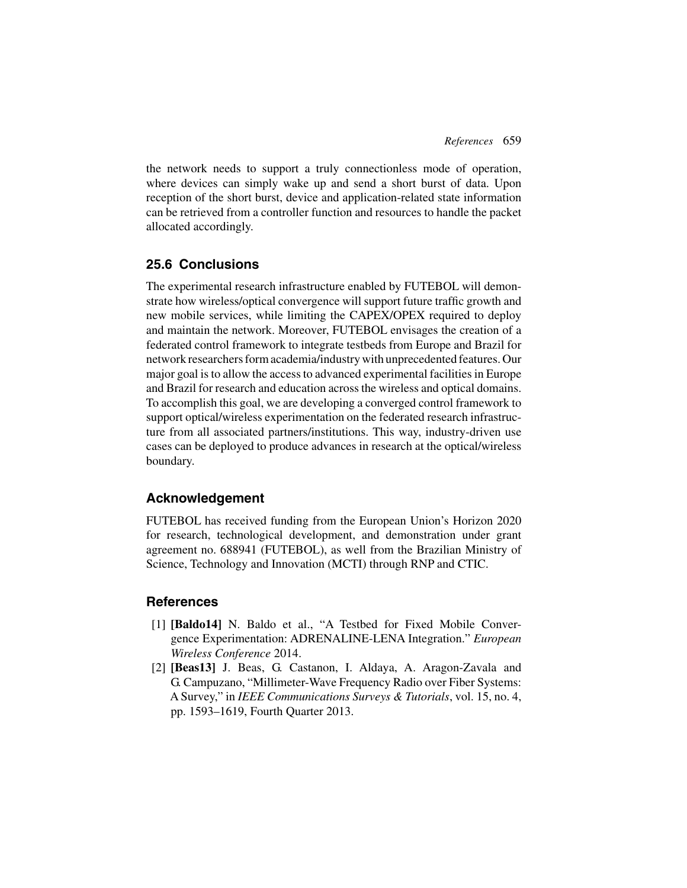the network needs to support a truly connectionless mode of operation, where devices can simply wake up and send a short burst of data. Upon reception of the short burst, device and application-related state information can be retrieved from a controller function and resources to handle the packet allocated accordingly.

## 25.6 Conclusions

The experimental research infrastructure enabled by FUTEBOL will demonstrate how wireless/optical convergence will support future traffic growth and new mobile services, while limiting the CAPEX/OPEX required to deploy and maintain the network. Moreover, FUTEBOL envisages the creation of a federated control framework to integrate testbeds from Europe and Brazil for network researchers form academia/industry with unprecedented features. Our major goal is to allow the access to advanced experimental facilities in Europe and Brazil for research and education across the wireless and optical domains. To accomplish this goal, we are developing a converged control framework to support optical/wireless experimentation on the federated research infrastructure from all associated partners/institutions. This way, industry-driven use cases can be deployed to produce advances in research at the optical/wireless boundary.

## Acknowledgement

FUTEBOL has received funding from the European Union's Horizon 2020 for research, technological development, and demonstration under grant agreement no. 688941 (FUTEBOL), as well from the Brazilian Ministry of Science, Technology and Innovation (MCTI) through RNP and CTIC.

## References

[1] **[Baldo14]** N. Baldo et al., "A Testbed for Fixed Mobile Convergence Experimentation: ADRENALINE-LENA Integration." *European Wireless Conference* 2014.

[2] **[Beas13]** J. Beas, G. Castanon, I. Aldaya, A. Aragon-Zavala and G. Campuzano, "Millimeter-Wave Frequency Radio over Fiber Systems: A Survey," in *IEEE Communications Surveys & Tutorials*, vol. 15, no. 4, pp. 1593–1619, Fourth Quarter 2013.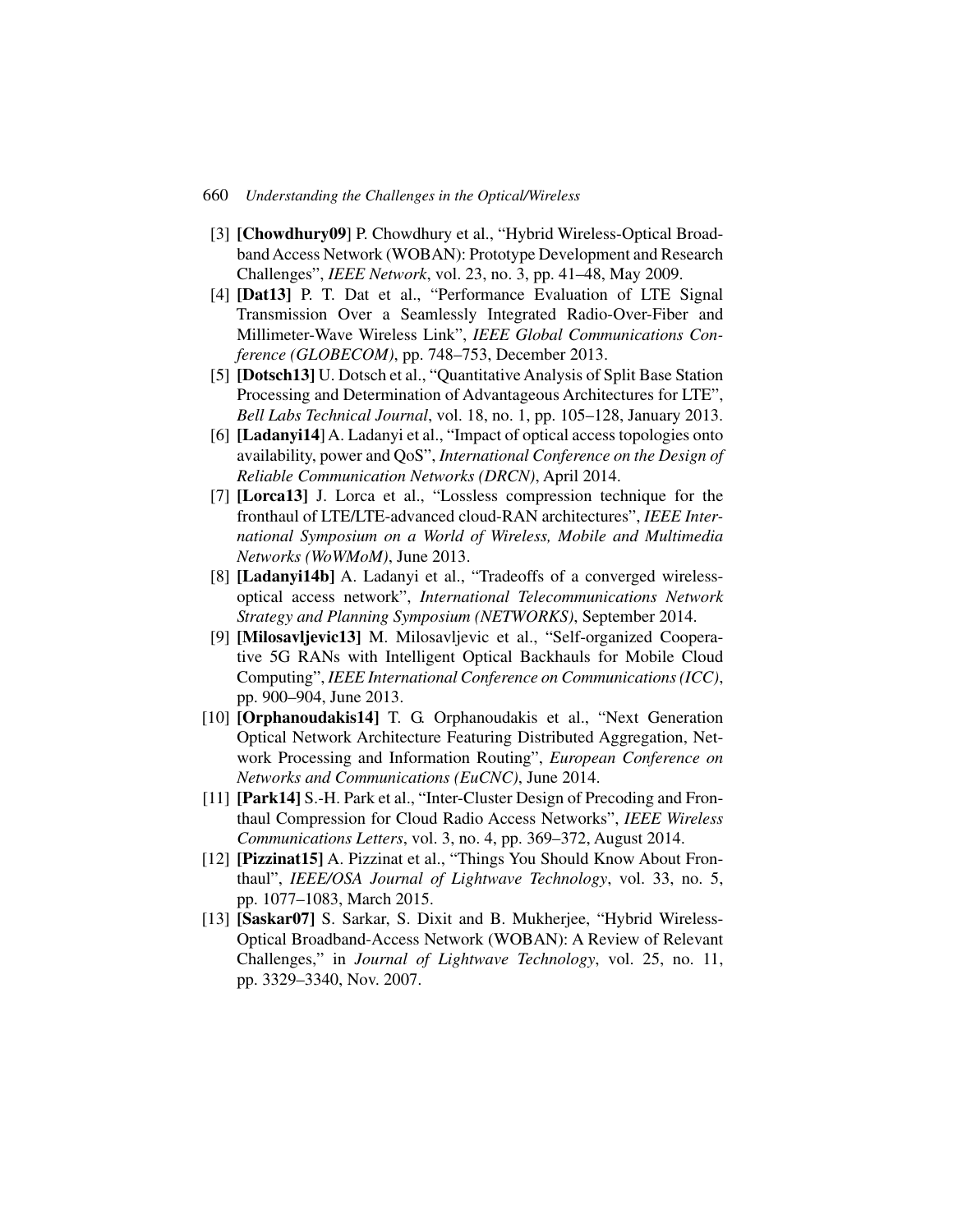[3] **[Chowdhury09]** P. Chowdhury et al., "Hybrid Wireless-Optical Broadband Access Network (WOBAN): Prototype Development and Research Challenges", *IEEE Network*, vol. 23, no. 3, pp. 41–48, May 2009.

[4] **[Dat13]** P. T. Dat et al., "Performance Evaluation of LTE Signal Transmission Over a Seamlessly Integrated Radio-Over-Fiber and Millimeter-Wave Wireless Link", *IEEE Global Communications Conference (GLOBECOM)*, pp. 748–753, December 2013.

[5] **[Dotsch13]** U. Dotsch et al., "Quantitative Analysis of Split Base Station Processing and Determination of Advantageous Architectures for LTE", *Bell Labs Technical Journal*, vol. 18, no. 1, pp. 105–128, January 2013.

[6] **[Ladanyi14]** A. Ladanyi et al., "Impact of optical access topologies onto availability, power and QoS", *International Conference on the Design of Reliable Communication Networks (DRCN)*, April 2014.

[7] **[Lorca13]** J. Lorca et al., "Lossless compression technique for the fronthaul of LTE/LTE-advanced cloud-RAN architectures", *IEEE International Symposium on a World of Wireless, Mobile and Multimedia Networks (WoWMoM)*, June 2013.

[8] **[Ladanyi14b]** A. Ladanyi et al., "Tradeoffs of a converged wireless-optical access network", *International Telecommunications Network Strategy and Planning Symposium (NETWORKS)*, September 2014.

[9] **[Milosavljevic13]** M. Milosavljevic et al., "Self-organized Cooperative 5G RANs with Intelligent Optical Backhauls for Mobile Cloud Computing", *IEEE International Conference on Communications (ICC)*, pp. 900–904, June 2013.

[10] **[Orphanoudakis14]** T. G. Orphanoudakis et al., "Next Generation Optical Network Architecture Featuring Distributed Aggregation, Network Processing and Information Routing", *European Conference on Networks and Communications (EuCNC)*, June 2014.

[11] **[Park14]** S.-H. Park et al., "Inter-Cluster Design of Precoding and Fronthaul Compression for Cloud Radio Access Networks", *IEEE Wireless Communications Letters*, vol. 3, no. 4, pp. 369–372, August 2014.

[12] **[Pizzinat15]** A. Pizzinat et al., "Things You Should Know About Fronthaul", *IEEE/OSA Journal of Lightwave Technology*, vol. 33, no. 5, pp. 1077–1083, March 2015.

[13] **[Saskar07]** S. Sarkar, S. Dixit and B. Mukherjee, "Hybrid Wireless-Optical Broadband-Access Network (WOBAN): A Review of Relevant Challenges," in *Journal of Lightwave Technology*, vol. 25, no. 11, pp. 3329–3340, Nov. 2007.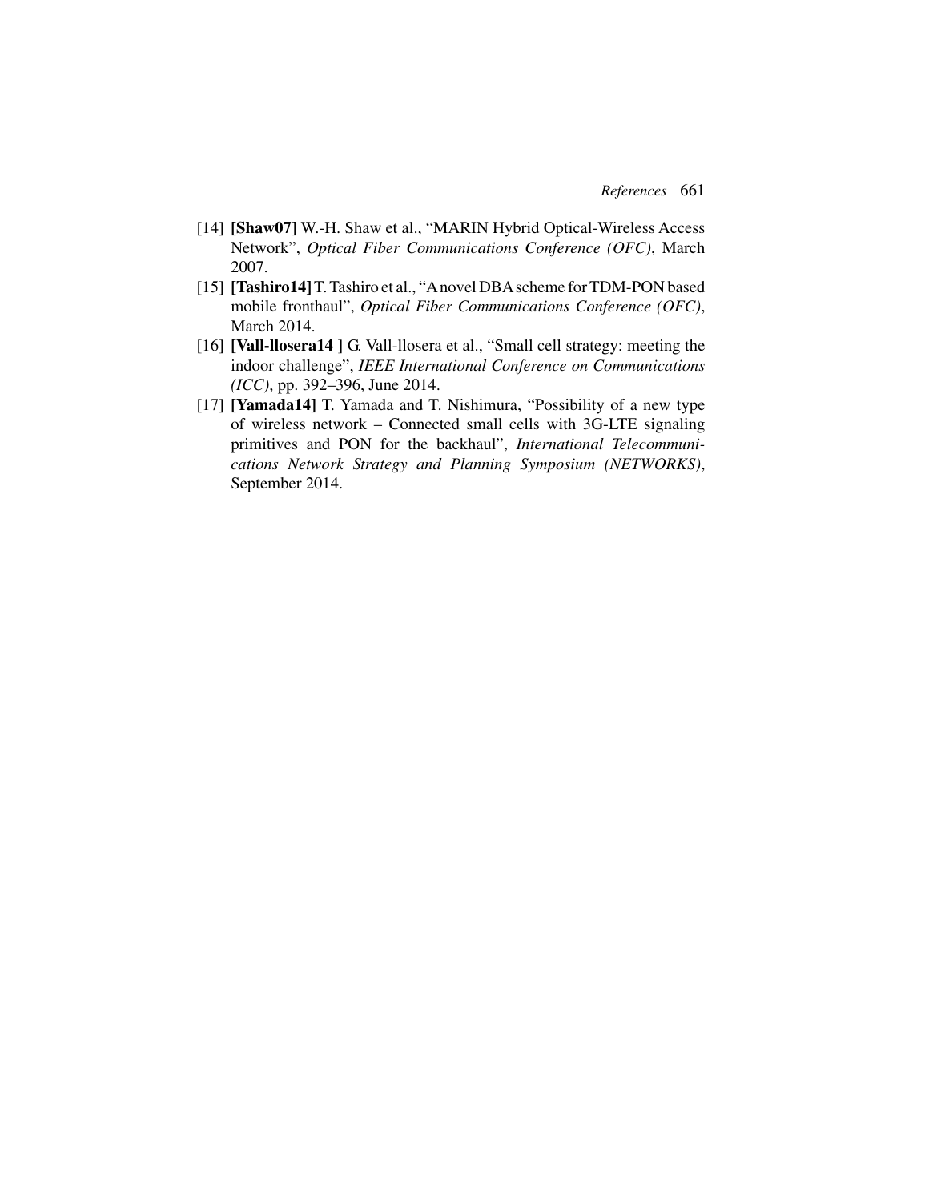[14] **[Shaw07]** W.-H. Shaw et al., "MARIN Hybrid Optical-Wireless Access Network", *Optical Fiber Communications Conference (OFC)*, March 2007.

[15] **[Tashiro14]** T. Tashiro et al., "A novel DBA scheme for TDM-PON based mobile fronthaul", *Optical Fiber Communications Conference (OFC)*, March 2014.

[16] **[Vall-llosera14** ] G. Vall-llosera et al., "Small cell strategy: meeting the indoor challenge", *IEEE International Conference on Communications (ICC)*, pp. 392–396, June 2014.

[17] **[Yamada14]** T. Yamada and T. Nishimura, "Possibility of a new type of wireless network – Connected small cells with 3G-LTE signaling primitives and PON for the backhaul", *International Telecommunications Network Strategy and Planning Symposium (NETWORKS)*, September 2014.